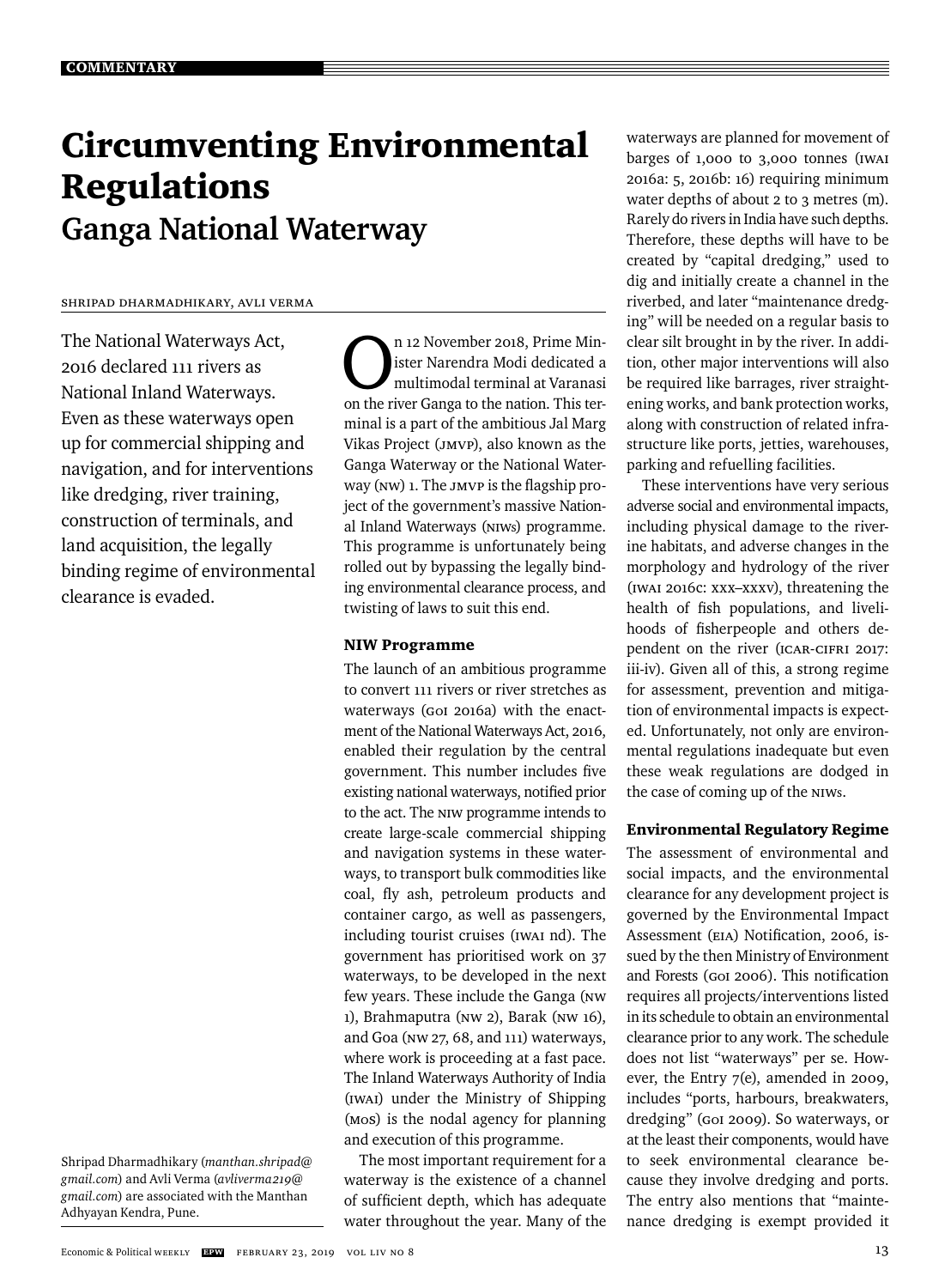COMMENTARY

# Circumventing Environmental Regulations

## Ganga National Waterway

Shripad Dharmadhikary, Avli Verma

The National Waterways Act, 2016 declared 111 rivers as National Inland Waterways. Even as these waterways open up for commercial shipping and navigation, and for interventions like dredging, river training, construction of terminals, and land acquisition, the legally binding regime of environmental clearance is evaded.

Shripad Dharmadhikary (*manthan.shripad@gmail.com*) and Avli Verma (*avliverma219@gmail.com*) are associated with the Manthan Adhyayan Kendra, Pune.

On 12 November 2018, Prime Minister Narendra Modi dedicated a multimodal terminal at Varanasi on the river Ganga to the nation. This terminal is a part of the ambitious Jal Marg Vikas Project (JMVP), also known as the Ganga Waterway or the National Waterway (NW) 1. The JMVP is the flagship project of the government's massive National Inland Waterways (NIWs) programme. This programme is unfortunately being rolled out by bypassing the legally binding environmental clearance process, and twisting of laws to suit this end.

### NIW Programme

The launch of an ambitious programme to convert 111 rivers or river stretches as waterways (GoI 2016a) with the enactment of the National Waterways Act, 2016, enabled their regulation by the central government. This number includes five existing national waterways, notified prior to the act. The NIW programme intends to create large-scale commercial shipping and navigation systems in these waterways, to transport bulk commodities like coal, fly ash, petroleum products and container cargo, as well as passengers, including tourist cruises (IWAI nd). The government has prioritised work on 37 waterways, to be developed in the next few years. These include the Ganga (NW 1), Brahmaputra (NW 2), Barak (NW 16), and Goa (NW 27, 68, and 111) waterways, where work is proceeding at a fast pace. The Inland Waterways Authority of India (IWAI) under the Ministry of Shipping (MoS) is the nodal agency for planning and execution of this programme.

The most important requirement for a waterway is the existence of a channel of sufficient depth, which has adequate water throughout the year. Many of the waterways are planned for movement of barges of 1,000 to 3,000 tonnes (IWAI 2016a: 5, 2016b: 16) requiring minimum water depths of about 2 to 3 metres (m). Rarely do rivers in India have such depths. Therefore, these depths will have to be created by "capital dredging," used to dig and initially create a channel in the riverbed, and later "maintenance dredging" will be needed on a regular basis to clear silt brought in by the river. In addition, other major interventions will also be required like barrages, river straightening works, and bank protection works, along with construction of related infrastructure like ports, jetties, warehouses, parking and refuelling facilities.

These interventions have very serious adverse social and environmental impacts, including physical damage to the riverine habitats, and adverse changes in the morphology and hydrology of the river (IWAI 2016c: xxx–xxxv), threatening the health of fish populations, and livelihoods of fisherpeople and others dependent on the river (ICAR-CIFRI 2017: iii-iv). Given all of this, a strong regime for assessment, prevention and mitigation of environmental impacts is expected. Unfortunately, not only are environmental regulations inadequate but even these weak regulations are dodged in the case of coming up of the NIWs.

### Environmental Regulatory Regime

The assessment of environmental and social impacts, and the environmental clearance for any development project is governed by the Environmental Impact Assessment (EIA) Notification, 2006, issued by the then Ministry of Environment and Forests (GoI 2006). This notification requires all projects/interventions listed in its schedule to obtain an environmental clearance prior to any work. The schedule does not list "waterways" per se. However, the Entry 7(e), amended in 2009, includes "ports, harbours, breakwaters, dredging" (GoI 2009). So waterways, or at the least their components, would have to seek environmental clearance because they involve dredging and ports. The entry also mentions that "maintenance dredging is exempt provided it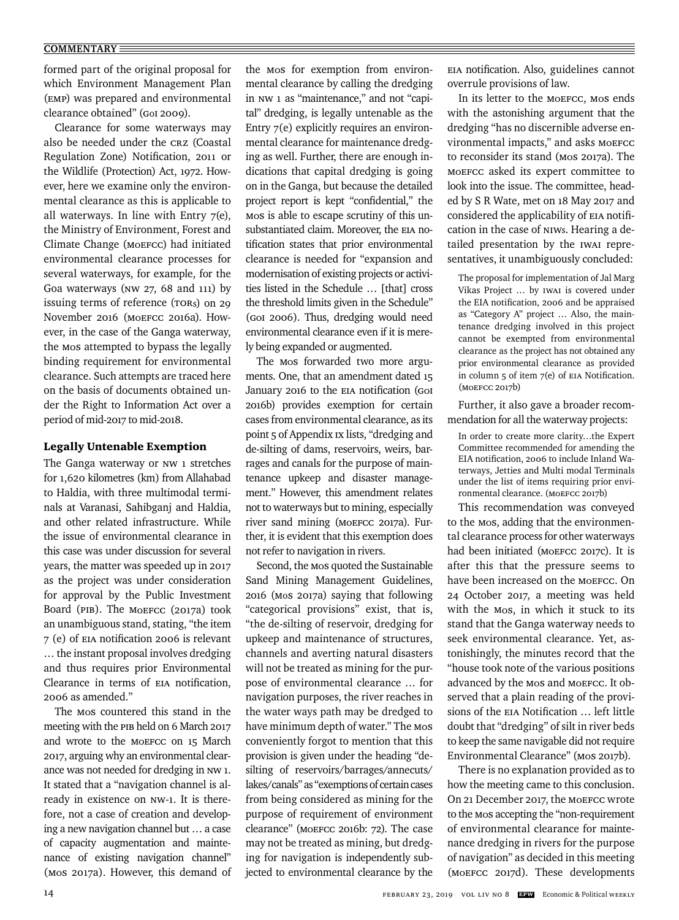formed part of the original proposal for which Environment Management Plan (EMP) was prepared and environmental clearance obtained" (GoI 2009).

Clearance for some waterways may also be needed under the CRZ (Coastal Regulation Zone) Notification, 2011 or the Wildlife (Protection) Act, 1972. However, here we examine only the environmental clearance as this is applicable to all waterways. In line with Entry 7(e), the Ministry of Environment, Forest and Climate Change (MoEFCC) had initiated environmental clearance processes for several waterways, for example, for the Goa waterways (NW 27, 68 and 111) by issuing terms of reference (TORs) on 29 November 2016 (MoEFCC 2016a). However, in the case of the Ganga waterway, the MoS attempted to bypass the legally binding requirement for environmental clearance. Such attempts are traced here on the basis of documents obtained under the Right to Information Act over a period of mid-2017 to mid-2018.

### Legally Untenable Exemption

The Ganga waterway or NW 1 stretches for 1,620 kilometres (km) from Allahabad to Haldia, with three multimodal terminals at Varanasi, Sahibganj and Haldia, and other related infrastructure. While the issue of environmental clearance in this case was under discussion for several years, the matter was speeded up in 2017 as the project was under consideration for approval by the Public Investment Board (PIB). The MoEFCC (2017a) took an unambiguous stand, stating, "the item 7 (e) of EIA notification 2006 is relevant … the instant proposal involves dredging and thus requires prior Environmental Clearance in terms of EIA notification, 2006 as amended."

The MoS countered this stand in the meeting with the PIB held on 6 March 2017 and wrote to the MoEFCC on 15 March 2017, arguing why an environmental clearance was not needed for dredging in NW 1. It stated that a "navigation channel is already in existence on NW-1. It is therefore, not a case of creation and developing a new navigation channel but … a case of capacity augmentation and maintenance of existing navigation channel" (MoS 2017a). However, this demand of the MoS for exemption from environmental clearance by calling the dredging in NW 1 as "maintenance," and not "capital" dredging, is legally untenable as the Entry 7(e) explicitly requires an environmental clearance for maintenance dredging as well. Further, there are enough indications that capital dredging is going on in the Ganga, but because the detailed project report is kept "confidential," the MoS is able to escape scrutiny of this unsubstantiated claim. Moreover, the EIA notification states that prior environmental clearance is needed for "expansion and modernisation of existing projects or activities listed in the Schedule … [that] cross the threshold limits given in the Schedule" (GoI 2006). Thus, dredging would need environmental clearance even if it is merely being expanded or augmented.

The MoS forwarded two more arguments. One, that an amendment dated 15 January 2016 to the EIA notification (GoI 2016b) provides exemption for certain cases from environmental clearance, as its point 5 of Appendix IX lists, "dredging and de-silting of dams, reservoirs, weirs, barrages and canals for the purpose of maintenance upkeep and disaster management." However, this amendment relates not to waterways but to mining, especially river sand mining (MoEFCC 2017a). Further, it is evident that this exemption does not refer to navigation in rivers.

Second, the MoS quoted the Sustainable Sand Mining Management Guidelines, 2016 (MoS 2017a) saying that following "categorical provisions" exist, that is, "the de-silting of reservoir, dredging for upkeep and maintenance of structures, channels and averting natural disasters will not be treated as mining for the purpose of environmental clearance … for navigation purposes, the river reaches in the water ways path may be dredged to have minimum depth of water." The MoS conveniently forgot to mention that this provision is given under the heading "desilting of reservoirs/barrages/annecuts/lakes/canals" as "exemptions of certain cases from being considered as mining for the purpose of requirement of environment clearance" (MoEFCC 2016b: 72). The case may not be treated as mining, but dredging for navigation is independently subjected to environmental clearance by the EIA notification. Also, guidelines cannot overrule provisions of law.

In its letter to the MoEFCC, MoS ends with the astonishing argument that the dredging "has no discernible adverse environmental impacts," and asks MoEFCC to reconsider its stand (MoS 2017a). The MoEFCC asked its expert committee to look into the issue. The committee, headed by S R Wate, met on 18 May 2017 and considered the applicability of EIA notification in the case of NIWs. Hearing a detailed presentation by the IWAI representatives, it unambiguously concluded:

> The proposal for implementation of Jal Marg Vikas Project … by IWAI is covered under the EIA notification, 2006 and be appraised as "Category A" project … Also, the maintenance dredging involved in this project cannot be exempted from environmental clearance as the project has not obtained any prior environmental clearance as provided in column 5 of item 7(e) of EIA Notification. (MoEFCC 2017b)

Further, it also gave a broader recommendation for all the waterway projects:

> In order to create more clarity…the Expert Committee recommended for amending the EIA notification, 2006 to include Inland Waterways, Jetties and Multi modal Terminals under the list of items requiring prior environmental clearance. (MoEFCC 2017b)

This recommendation was conveyed to the MoS, adding that the environmental clearance process for other waterways had been initiated (MoEFCC 2017c). It is after this that the pressure seems to have been increased on the MoEFCC. On 24 October 2017, a meeting was held with the MoS, in which it stuck to its stand that the Ganga waterway needs to seek environmental clearance. Yet, astonishingly, the minutes record that the "house took note of the various positions advanced by the MoS and MoEFCC. It observed that a plain reading of the provisions of the EIA Notification … left little doubt that "dredging" of silt in river beds to keep the same navigable did not require Environmental Clearance" (MoS 2017b).

There is no explanation provided as to how the meeting came to this conclusion. On 21 December 2017, the MoEFCC wrote to the MoS accepting the "non-requirement of environmental clearance for maintenance dredging in rivers for the purpose of navigation" as decided in this meeting (MoEFCC 2017d). These developments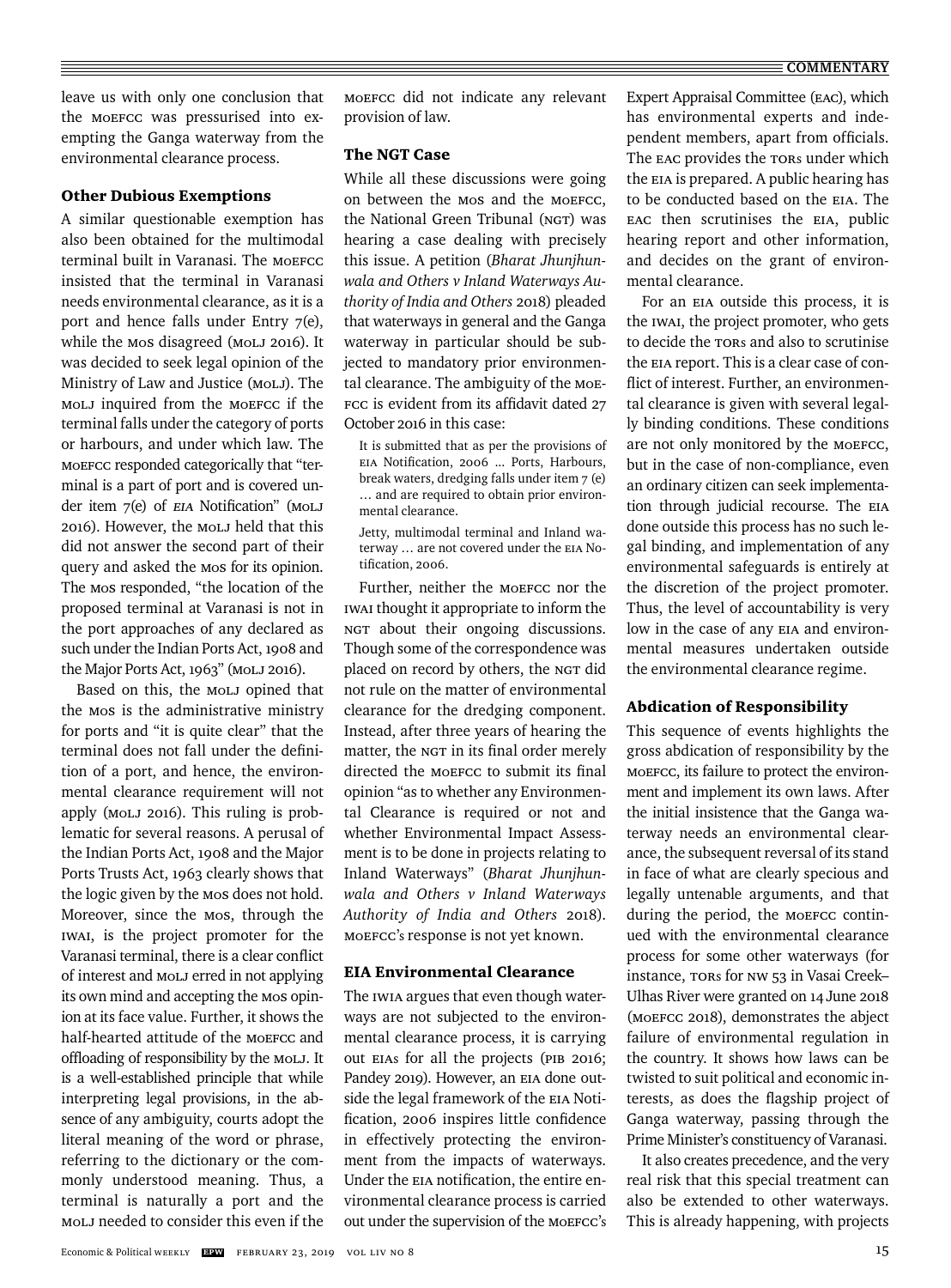leave us with only one conclusion that the MoEFCC was pressurised into exempting the Ganga waterway from the environmental clearance process.

### Other Dubious Exemptions

A similar questionable exemption has also been obtained for the multimodal terminal built in Varanasi. The MoEFCC insisted that the terminal in Varanasi needs environmental clearance, as it is a port and hence falls under Entry 7(e), while the MoS disagreed (MoLJ 2016). It was decided to seek legal opinion of the Ministry of Law and Justice (MoLJ). The MoLJ inquired from the MoEFCC if the terminal falls under the category of ports or harbours, and under which law. The MoEFCC responded categorically that "terminal is a part of port and is covered under item 7(e) of *EIA* Notification" (MoLJ 2016). However, the MoLJ held that this did not answer the second part of their query and asked the MoS for its opinion. The MoS responded, "the location of the proposed terminal at Varanasi is not in the port approaches of any declared as such under the Indian Ports Act, 1908 and the Major Ports Act, 1963" (MoLJ 2016).

Based on this, the MoLJ opined that the MoS is the administrative ministry for ports and "it is quite clear" that the terminal does not fall under the definition of a port, and hence, the environmental clearance requirement will not apply (MoLJ 2016). This ruling is problematic for several reasons. A perusal of the Indian Ports Act, 1908 and the Major Ports Trusts Act, 1963 clearly shows that the logic given by the MoS does not hold. Moreover, since the MoS, through the IWAI, is the project promoter for the Varanasi terminal, there is a clear conflict of interest and MoLJ erred in not applying its own mind and accepting the MoS opinion at its face value. Further, it shows the half-hearted attitude of the MoEFCC and offloading of responsibility by the MoLJ. It is a well-established principle that while interpreting legal provisions, in the absence of any ambiguity, courts adopt the literal meaning of the word or phrase, referring to the dictionary or the commonly understood meaning. Thus, a terminal is naturally a port and the MoLJ needed to consider this even if the MoEFCC did not indicate any relevant provision of law.

### The NGT Case

While all these discussions were going on between the MoS and the MoEFCC, the National Green Tribunal (NGT) was hearing a case dealing with precisely this issue. A petition (*Bharat Jhunjhunwala and Others v Inland Waterways Authority of India and Others* 2018) pleaded that waterways in general and the Ganga waterway in particular should be subjected to mandatory prior environmental clearance. The ambiguity of the MoEFCC is evident from its affidavit dated 27 October 2016 in this case:

> It is submitted that as per the provisions of EIA Notification, 2006 … Ports, Harbours, break waters, dredging falls under item 7 (e) … and are required to obtain prior environmental clearance.
>
> Jetty, multimodal terminal and Inland waterway … are not covered under the EIA Notification, 2006.

Further, neither the MoEFCC nor the IWAI thought it appropriate to inform the NGT about their ongoing discussions. Though some of the correspondence was placed on record by others, the NGT did not rule on the matter of environmental clearance for the dredging component. Instead, after three years of hearing the matter, the NGT in its final order merely directed the MoEFCC to submit its final opinion "as to whether any Environmental Clearance is required or not and whether Environmental Impact Assessment is to be done in projects relating to Inland Waterways" (*Bharat Jhunjhunwala and Others v Inland Waterways Authority of India and Others* 2018). MoEFCC's response is not yet known.

### EIA Environmental Clearance

The IWIA argues that even though waterways are not subjected to the environmental clearance process, it is carrying out EIAs for all the projects (PIB 2016; Pandey 2019). However, an EIA done outside the legal framework of the EIA Notification, 2006 inspires little confidence in effectively protecting the environment from the impacts of waterways. Under the EIA notification, the entire environmental clearance process is carried out under the supervision of the MoEFCC's Expert Appraisal Committee (EAC), which has environmental experts and independent members, apart from officials. The EAC provides the TORs under which the EIA is prepared. A public hearing has to be conducted based on the EIA. The EAC then scrutinises the EIA, public hearing report and other information, and decides on the grant of environmental clearance.

For an EIA outside this process, it is the IWAI, the project promoter, who gets to decide the TORs and also to scrutinise the EIA report. This is a clear case of conflict of interest. Further, an environmental clearance is given with several legally binding conditions. These conditions are not only monitored by the MoEFCC, but in the case of non-compliance, even an ordinary citizen can seek implementation through judicial recourse. The EIA done outside this process has no such legal binding, and implementation of any environmental safeguards is entirely at the discretion of the project promoter. Thus, the level of accountability is very low in the case of any EIA and environmental measures undertaken outside the environmental clearance regime.

### Abdication of Responsibility

This sequence of events highlights the gross abdication of responsibility by the MoEFCC, its failure to protect the environment and implement its own laws. After the initial insistence that the Ganga waterway needs an environmental clearance, the subsequent reversal of its stand in face of what are clearly specious and legally untenable arguments, and that during the period, the MoEFCC continued with the environmental clearance process for some other waterways (for instance, TORs for NW 53 in Vasai Creek–Ulhas River were granted on 14 June 2018 (MoEFCC 2018), demonstrates the abject failure of environmental regulation in the country. It shows how laws can be twisted to suit political and economic interests, as does the flagship project of Ganga waterway, passing through the Prime Minister's constituency of Varanasi.

It also creates precedence, and the very real risk that this special treatment can also be extended to other waterways. This is already happening, with projects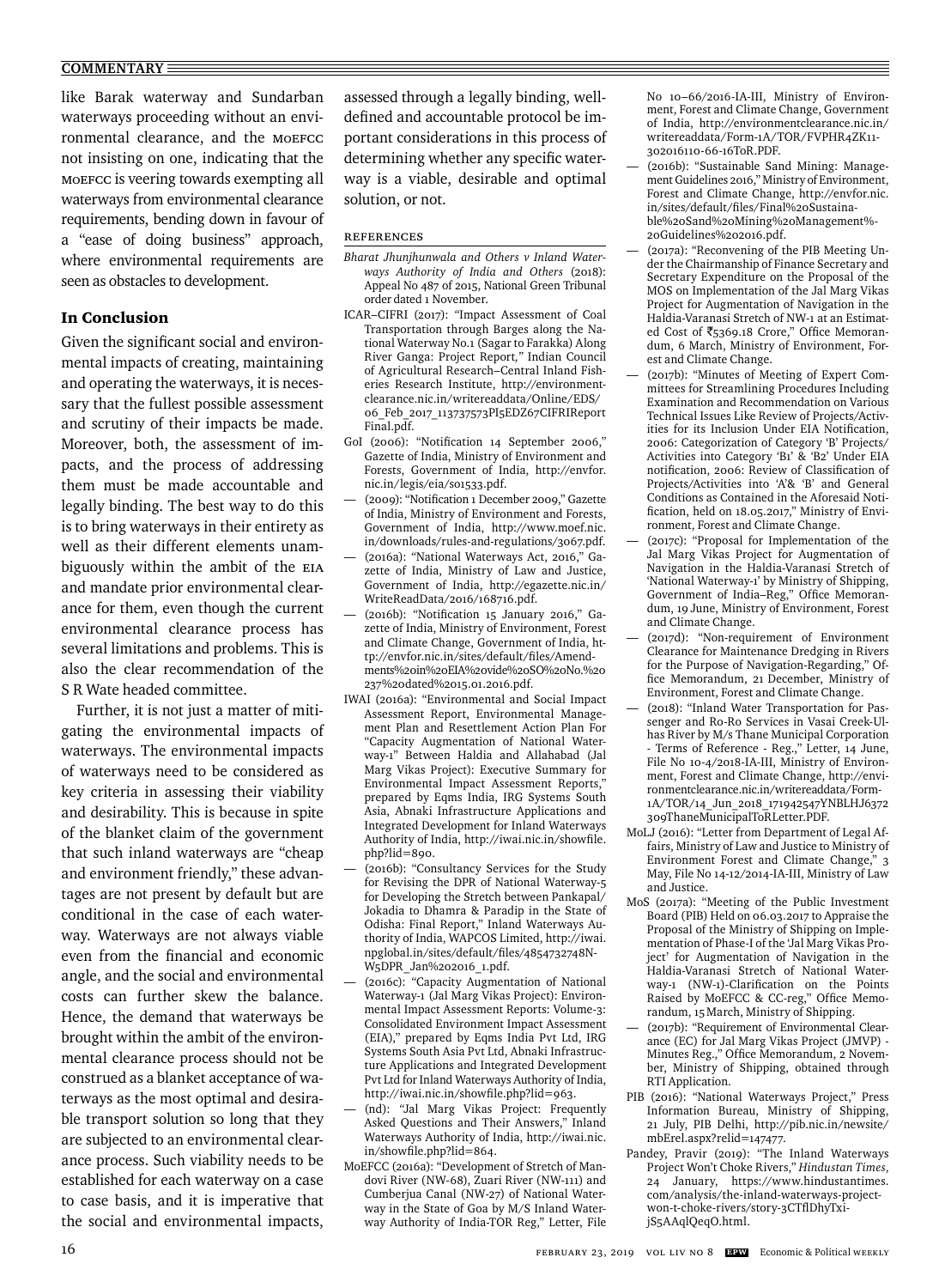like Barak waterway and Sundarban waterways proceeding without an environmental clearance, and the MoEFCC not insisting on one, indicating that the MoEFCC is veering towards exempting all waterways from environmental clearance requirements, bending down in favour of a "ease of doing business" approach, where environmental requirements are seen as obstacles to development.

## In Conclusion

Given the significant social and environmental impacts of creating, maintaining and operating the waterways, it is necessary that the fullest possible assessment and scrutiny of their impacts be made. Moreover, both, the assessment of impacts, and the process of addressing them must be made accountable and legally binding. The best way to do this is to bring waterways in their entirety as well as their different elements unambiguously within the ambit of the EIA and mandate prior environmental clearance for them, even though the current environmental clearance process has several limitations and problems. This is also the clear recommendation of the S R Wate headed committee.

Further, it is not just a matter of mitigating the environmental impacts of waterways. The environmental impacts of waterways need to be considered as key criteria in assessing their viability and desirability. This is because in spite of the blanket claim of the government that such inland waterways are "cheap and environment friendly," these advantages are not present by default but are conditional in the case of each waterway. Waterways are not always viable even from the financial and economic angle, and the social and environmental costs can further skew the balance. Hence, the demand that waterways be brought within the ambit of the environmental clearance process should not be construed as a blanket acceptance of waterways as the most optimal and desirable transport solution so long that they are subjected to an environmental clearance process. Such viability needs to be established for each waterway on a case to case basis, and it is imperative that the social and environmental impacts, assessed through a legally binding, well-defined and accountable protocol be important considerations in this process of determining whether any specific waterway is a viable, desirable and optimal solution, or not.

### References

*Bharat Jhunjhunwala and Others v Inland Waterways Authority of India and Others* (2018): Appeal No 487 of 2015, National Green Tribunal order dated 1 November.

ICAR–CIFRI (2017): "Impact Assessment of Coal Transportation through Barges along the National Waterway No.1 (Sagar to Farakka) Along River Ganga: Project Report," Indian Council of Agricultural Research–Central Inland Fisheries Research Institute, http://environmentclearance.nic.in/writereaddata/Online/EDS/06_Feb_2017_113737573PI5EDZ67CIFRIReport Final.pdf.

GoI (2006): "Notification 14 September 2006," Gazette of India, Ministry of Environment and Forests, Government of India, http://envfor.nic.in/legis/eia/so1533.pdf.

— (2009): "Notification 1 December 2009," Gazette of India, Ministry of Environment and Forests, Government of India, http://www.moef.nic.in/downloads/rules-and-regulations/3067.pdf.

— (2016a): "National Waterways Act, 2016," Gazette of India, Ministry of Law and Justice, Government of India, http://egazette.nic.in/WriteReadData/2016/168716.pdf.

— (2016b): "Notification 15 January 2016," Gazette of India, Ministry of Environment, Forest and Climate Change, Government of India, http://envfor.nic.in/sites/default/files/Amendments%20in%20EIA%20vide%20SO%20No.%20237%20dated%2015.01.2016.pdf.

IWAI (2016a): "Environmental and Social Impact Assessment Report, Environmental Management Plan and Resettlement Action Plan For "Capacity Augmentation of National Waterway-1" Between Haldia and Allahabad (Jal Marg Vikas Project): Executive Summary for Environmental Impact Assessment Reports," prepared by Eqms India, IRG Systems South Asia, Abnaki Infrastructure Applications and Integrated Development for Inland Waterways Authority of India, http://iwai.nic.in/showfile.php?lid=890.

— (2016b): "Consultancy Services for the Study for Revising the DPR of National Waterway-5 for Developing the Stretch between Pankapal/Jokadia to Dhamra & Paradip in the State of Odisha: Final Report," Inland Waterways Authority of India, WAPCOS Limited, http://iwai.npglobal.in/sites/default/files/4854732748N-W5DPR_Jan%202016_1.pdf.

— (2016c): "Capacity Augmentation of National Waterway-1 (Jal Marg Vikas Project): Environmental Impact Assessment Reports: Volume-3: Consolidated Environment Impact Assessment (EIA)," prepared by Eqms India Pvt Ltd, IRG Systems South Asia Pvt Ltd, Abnaki Infrastructure Applications and Integrated Development Pvt Ltd for Inland Waterways Authority of India, http://iwai.nic.in/showfile.php?lid=963.

— (nd): "Jal Marg Vikas Project: Frequently Asked Questions and Their Answers," Inland Waterways Authority of India, http://iwai.nic.in/showfile.php?lid=864.

MoEFCC (2016a): "Development of Stretch of Mandovi River (NW-68), Zuari River (NW-111) and Cumberjua Canal (NW-27) of National Waterway in the State of Goa by M/S Inland Waterway Authority of India-TOR Reg," Letter, File No 10–66/2016-IA-III, Ministry of Environment, Forest and Climate Change, Government of India, http://environmentclearance.nic.in/writereaddata/Form-1A/TOR/FVPHR4ZK11-302016110-66-16ToR.PDF.

— (2016b): "Sustainable Sand Mining: Management Guidelines 2016," Ministry of Environment, Forest and Climate Change, http://envfor.nic.in/sites/default/files/Final%20Sustainable%20Sand%20Mining%20Management%20Guidelines%202016.pdf.

— (2017a): "Reconvening of the PIB Meeting Under the Chairmanship of Finance Secretary and Secretary Expenditure on the Proposal of the MOS on Implementation of the Jal Marg Vikas Project for Augmentation of Navigation in the Haldia-Varanasi Stretch of NW-1 at an Estimated Cost of ₹5369.18 Crore," Office Memorandum, 6 March, Ministry of Environment, Forest and Climate Change.

— (2017b): "Minutes of Meeting of Expert Committees for Streamlining Procedures Including Examination and Recommendation on Various Technical Issues Like Review of Projects/Activities for its Inclusion Under EIA Notification, 2006: Categorization of Category 'B' Projects/Activities into Category 'B1' & 'B2' Under EIA notification, 2006: Review of Classification of Projects/Activities into 'A'& 'B' and General Conditions as Contained in the Aforesaid Notification, held on 18.05.2017," Ministry of Environment, Forest and Climate Change.

— (2017c): "Proposal for Implementation of the Jal Marg Vikas Project for Augmentation of Navigation in the Haldia-Varanasi Stretch of 'National Waterway-1' by Ministry of Shipping, Government of India–Reg," Office Memorandum, 19 June, Ministry of Environment, Forest and Climate Change.

— (2017d): "Non-requirement of Environment Clearance for Maintenance Dredging in Rivers for the Purpose of Navigation-Regarding," Office Memorandum, 21 December, Ministry of Environment, Forest and Climate Change.

— (2018): "Inland Water Transportation for Passenger and Ro-Ro Services in Vasai Creek-Ulhas River by M/s Thane Municipal Corporation - Terms of Reference - Reg.," Letter, 14 June, File No 10-4/2018-IA-III, Ministry of Environment, Forest and Climate Change, http://environmentclearance.nic.in/writereaddata/Form-1A/TOR/14_Jun_2018_171942547YNBLHJ6372309ThaneMunicipalToRLetter.PDF.

MoLJ (2016): "Letter from Department of Legal Affairs, Ministry of Law and Justice to Ministry of Environment Forest and Climate Change," 3 May, File No 14-12/2014-IA-III, Ministry of Law and Justice.

MoS (2017a): "Meeting of the Public Investment Board (PIB) Held on 06.03.2017 to Appraise the Proposal of the Ministry of Shipping on Implementation of Phase-I of the 'Jal Marg Vikas Project' for Augmentation of Navigation in the Haldia-Varanasi Stretch of National Waterway-1 (NW-1)-Clarification on the Points Raised by MoEFCC & CC-reg," Office Memorandum, 15 March, Ministry of Shipping.

— (2017b): "Requirement of Environmental Clearance (EC) for Jal Marg Vikas Project (JMVP) - Minutes Reg.," Office Memorandum, 2 November, Ministry of Shipping, obtained through RTI Application.

PIB (2016): "National Waterways Project," Press Information Bureau, Ministry of Shipping, 21 July, PIB Delhi, http://pib.nic.in/newsite/mbErel.aspx?relid=147477.

Pandey, Pravir (2019): "The Inland Waterways Project Won't Choke Rivers," *Hindustan Times*, 24 January, https://www.hindustantimes.com/analysis/the-inland-waterways-project-won-t-choke-rivers/story-3CTflDhyTxijS5AAqlQeqO.html.